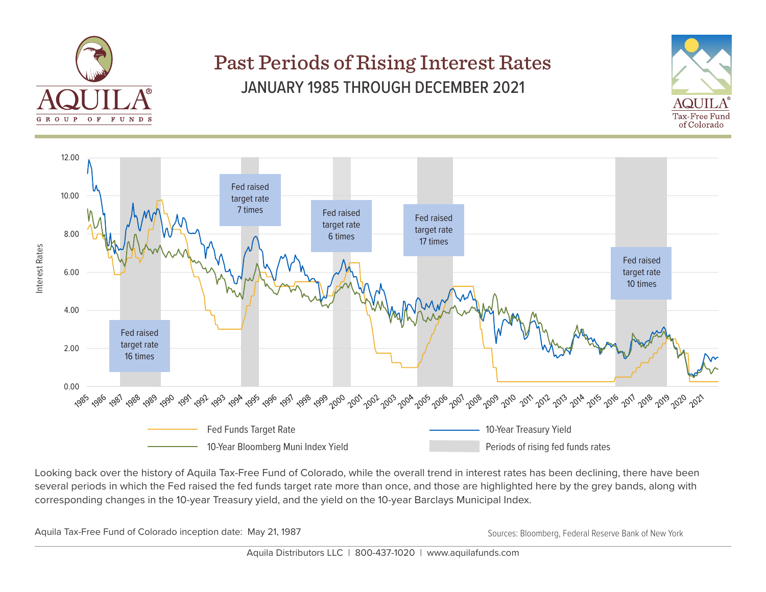# Past Periods of Rising Interest Rates

## JANUARY 1985 THROUGH DECEMBER 2021

Fed raised target rate 16 times

Fed raised target rate 7 times

Fed raised target rate 6 times

Fed raised target rate 17 times

Fed raised target rate 10 times

Fed Funds Target Rate | 10-Year Treasury Yield | 10-Year Bloomberg Muni Index Yield | Periods of rising fed funds rates

Looking back over the history of Aquila Tax-Free Fund of Colorado, while the overall trend in interest rates has been declining, there have been several periods in which the Fed raised the fed funds target rate more than once, and those are highlighted here by the grey bands, along with corresponding changes in the 10-year Treasury yield, and the yield on the 10-year Barclays Municipal Index.

Aquila Tax-Free Fund of Colorado inception date: May 21, 1987

Sources: Bloomberg, Federal Reserve Bank of New York

Aquila Distributors LLC | 800-437-1020 | www.aquilafunds.com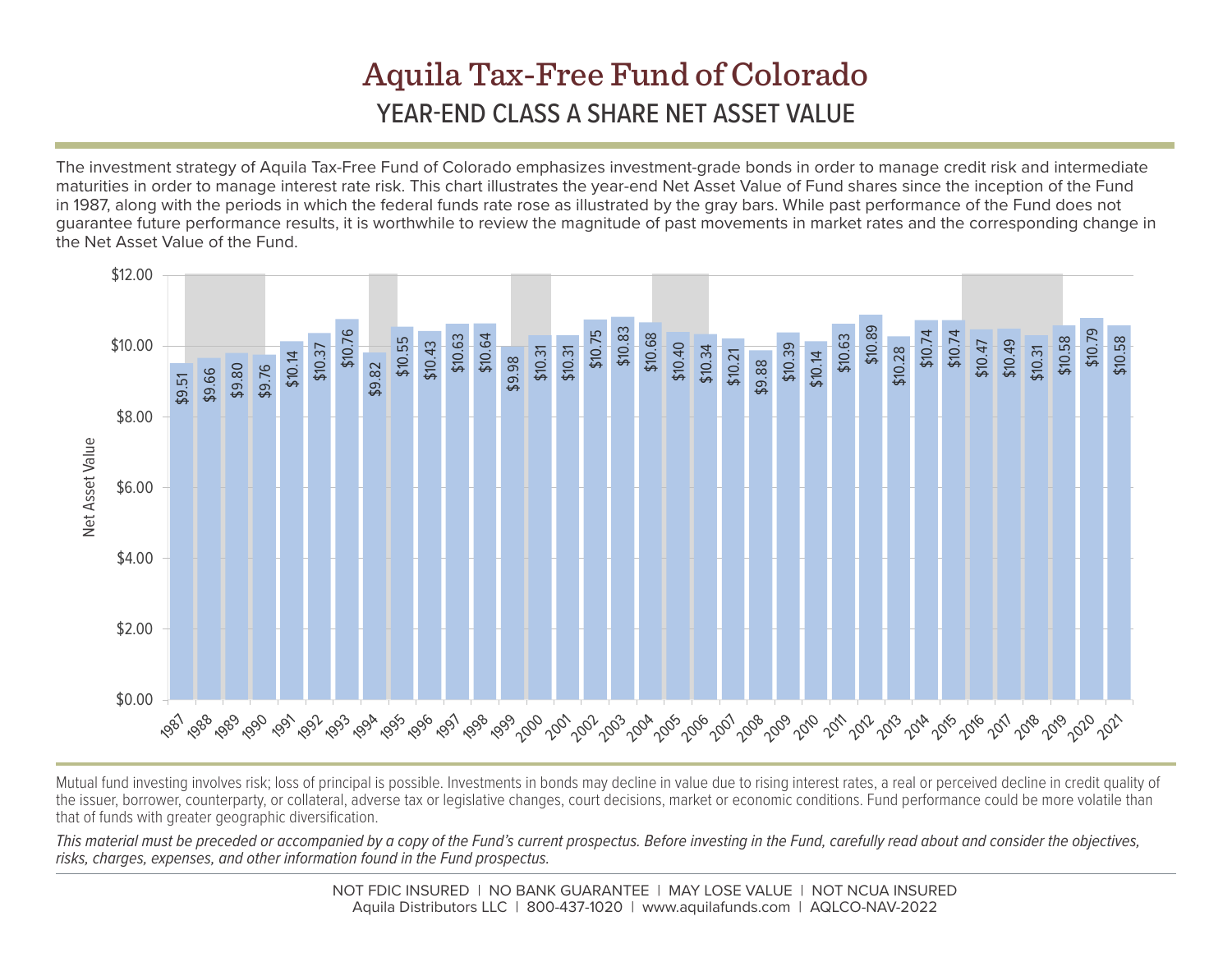# Aquila Tax-Free Fund of Colorado

## YEAR-END CLASS A SHARE NET ASSET VALUE

The investment strategy of Aquila Tax-Free Fund of Colorado emphasizes investment-grade bonds in order to manage credit risk and intermediate maturities in order to manage interest rate risk. This chart illustrates the year-end Net Asset Value of Fund shares since the inception of the Fund in 1987, along with the periods in which the federal funds rate rose as illustrated by the gray bars. While past performance of the Fund does not guarantee future performance results, it is worthwhile to review the magnitude of past movements in market rates and the corresponding change in the Net Asset Value of the Fund.

Net Asset Value

$12.00
$10.00
$8.00
$6.00
$4.00
$2.00
$0.00

$9.51 $9.66 $9.80 $9.76 $10.14 $10.37 $10.76 $9.82 $10.55 $10.43 $10.63 $10.64 $9.98 $10.31 $10.31 $10.75 $10.83 $10.68 $10.40 $10.34 $10.21 $9.88 $10.39 $10.14 $10.63 $10.89 $10.28 $10.74 $10.74 $10.47 $10.49 $10.31 $10.58 $10.79 $10.58

1987 1988 1989 1990 1991 1992 1993 1994 1995 1996 1997 1998 1999 2000 2001 2002 2003 2004 2005 2006 2007 2008 2009 2010 2011 2012 2013 2014 2015 2016 2017 2018 2019 2020 2021

Mutual fund investing involves risk; loss of principal is possible. Investments in bonds may decline in value due to rising interest rates, a real or perceived decline in credit quality of the issuer, borrower, counterparty, or collateral, adverse tax or legislative changes, court decisions, market or economic conditions. Fund performance could be more volatile than that of funds with greater geographic diversification.

*This material must be preceded or accompanied by a copy of the Fund's current prospectus. Before investing in the Fund, carefully read about and consider the objectives, risks, charges, expenses, and other information found in the Fund prospectus.*

NOT FDIC INSURED | NO BANK GUARANTEE | MAY LOSE VALUE | NOT NCUA INSURED
Aquila Distributors LLC | 800-437-1020 | www.aquilafunds.com | AQLCO-NAV-2022